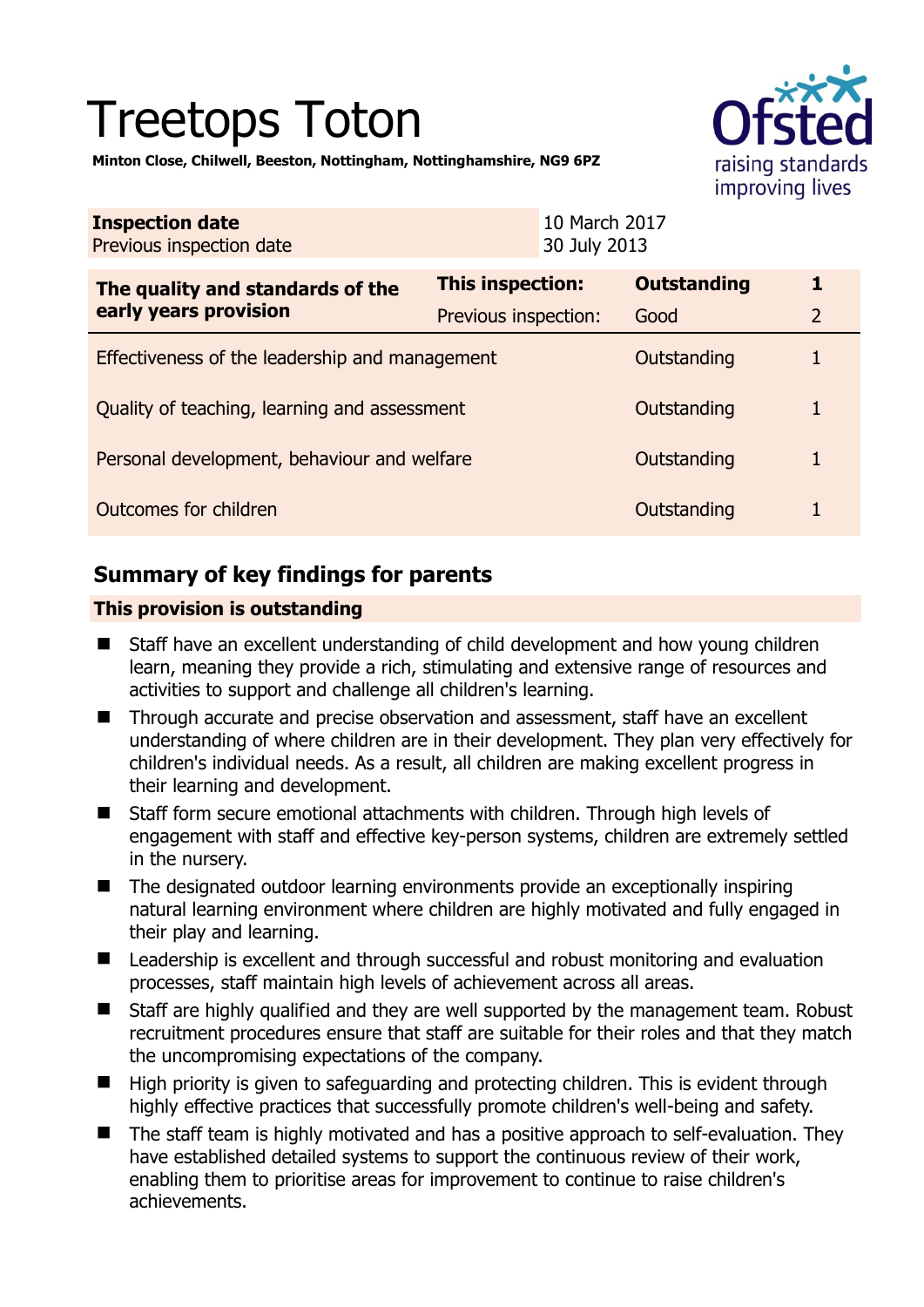# Treetops Toton

**Minton Close, Chilwell, Beeston, Nottingham, Nottinghamshire, NG9 6PZ**

| **Inspection date** | 10 March 2017 |
| --- | --- |
| Previous inspection date | 30 July 2013 |

| **The quality and standards of the early years provision** | **This inspection:** | **Outstanding** | **1** |
| --- | --- | --- | --- |
| | Previous inspection: | Good | 2 |
| Effectiveness of the leadership and management | | Outstanding | 1 |
| Quality of teaching, learning and assessment | | Outstanding | 1 |
| Personal development, behaviour and welfare | | Outstanding | 1 |
| Outcomes for children | | Outstanding | 1 |

## Summary of key findings for parents

**This provision is outstanding**

- Staff have an excellent understanding of child development and how young children learn, meaning they provide a rich, stimulating and extensive range of resources and activities to support and challenge all children's learning.
- Through accurate and precise observation and assessment, staff have an excellent understanding of where children are in their development. They plan very effectively for children's individual needs. As a result, all children are making excellent progress in their learning and development.
- Staff form secure emotional attachments with children. Through high levels of engagement with staff and effective key-person systems, children are extremely settled in the nursery.
- The designated outdoor learning environments provide an exceptionally inspiring natural learning environment where children are highly motivated and fully engaged in their play and learning.
- Leadership is excellent and through successful and robust monitoring and evaluation processes, staff maintain high levels of achievement across all areas.
- Staff are highly qualified and they are well supported by the management team. Robust recruitment procedures ensure that staff are suitable for their roles and that they match the uncompromising expectations of the company.
- High priority is given to safeguarding and protecting children. This is evident through highly effective practices that successfully promote children's well-being and safety.
- The staff team is highly motivated and has a positive approach to self-evaluation. They have established detailed systems to support the continuous review of their work, enabling them to prioritise areas for improvement to continue to raise children's achievements.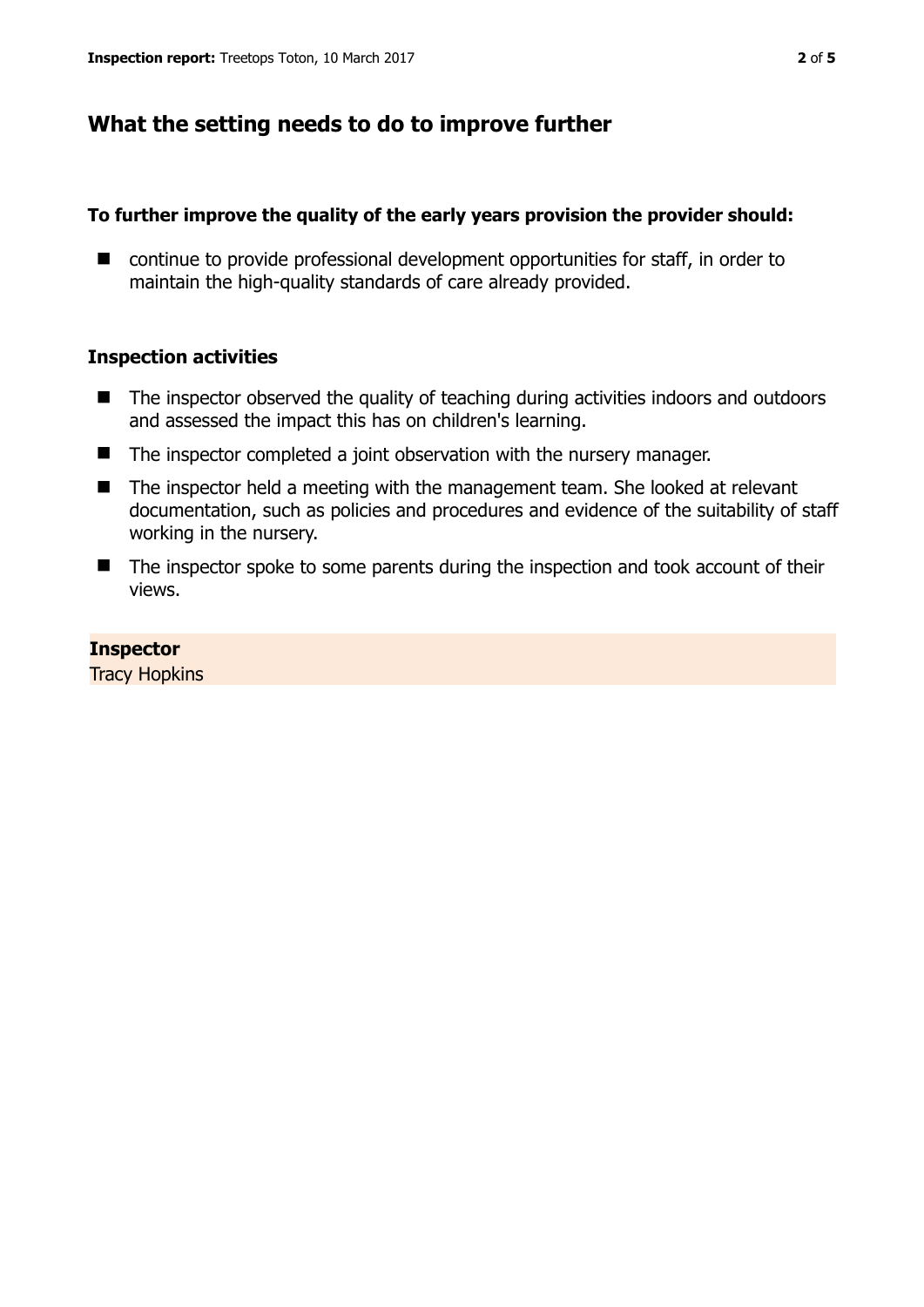## What the setting needs to do to improve further

**To further improve the quality of the early years provision the provider should:**

- continue to provide professional development opportunities for staff, in order to maintain the high-quality standards of care already provided.

### Inspection activities

- The inspector observed the quality of teaching during activities indoors and outdoors and assessed the impact this has on children's learning.
- The inspector completed a joint observation with the nursery manager.
- The inspector held a meeting with the management team. She looked at relevant documentation, such as policies and procedures and evidence of the suitability of staff working in the nursery.
- The inspector spoke to some parents during the inspection and took account of their views.

**Inspector**
Tracy Hopkins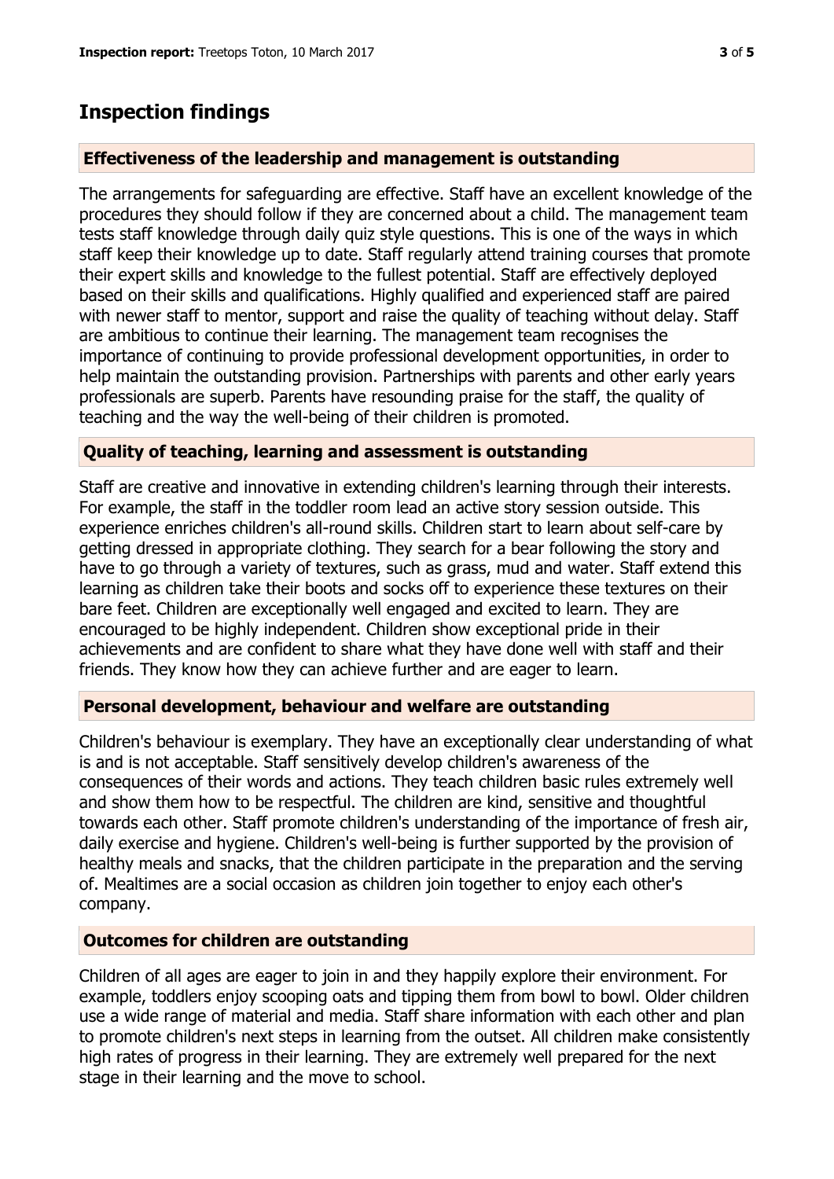## Inspection findings

### Effectiveness of the leadership and management is outstanding

The arrangements for safeguarding are effective. Staff have an excellent knowledge of the procedures they should follow if they are concerned about a child. The management team tests staff knowledge through daily quiz style questions. This is one of the ways in which staff keep their knowledge up to date. Staff regularly attend training courses that promote their expert skills and knowledge to the fullest potential. Staff are effectively deployed based on their skills and qualifications. Highly qualified and experienced staff are paired with newer staff to mentor, support and raise the quality of teaching without delay. Staff are ambitious to continue their learning. The management team recognises the importance of continuing to provide professional development opportunities, in order to help maintain the outstanding provision. Partnerships with parents and other early years professionals are superb. Parents have resounding praise for the staff, the quality of teaching and the way the well-being of their children is promoted.

### Quality of teaching, learning and assessment is outstanding

Staff are creative and innovative in extending children's learning through their interests. For example, the staff in the toddler room lead an active story session outside. This experience enriches children's all-round skills. Children start to learn about self-care by getting dressed in appropriate clothing. They search for a bear following the story and have to go through a variety of textures, such as grass, mud and water. Staff extend this learning as children take their boots and socks off to experience these textures on their bare feet. Children are exceptionally well engaged and excited to learn. They are encouraged to be highly independent. Children show exceptional pride in their achievements and are confident to share what they have done well with staff and their friends. They know how they can achieve further and are eager to learn.

### Personal development, behaviour and welfare are outstanding

Children's behaviour is exemplary. They have an exceptionally clear understanding of what is and is not acceptable. Staff sensitively develop children's awareness of the consequences of their words and actions. They teach children basic rules extremely well and show them how to be respectful. The children are kind, sensitive and thoughtful towards each other. Staff promote children's understanding of the importance of fresh air, daily exercise and hygiene. Children's well-being is further supported by the provision of healthy meals and snacks, that the children participate in the preparation and the serving of. Mealtimes are a social occasion as children join together to enjoy each other's company.

### Outcomes for children are outstanding

Children of all ages are eager to join in and they happily explore their environment. For example, toddlers enjoy scooping oats and tipping them from bowl to bowl. Older children use a wide range of material and media. Staff share information with each other and plan to promote children's next steps in learning from the outset. All children make consistently high rates of progress in their learning. They are extremely well prepared for the next stage in their learning and the move to school.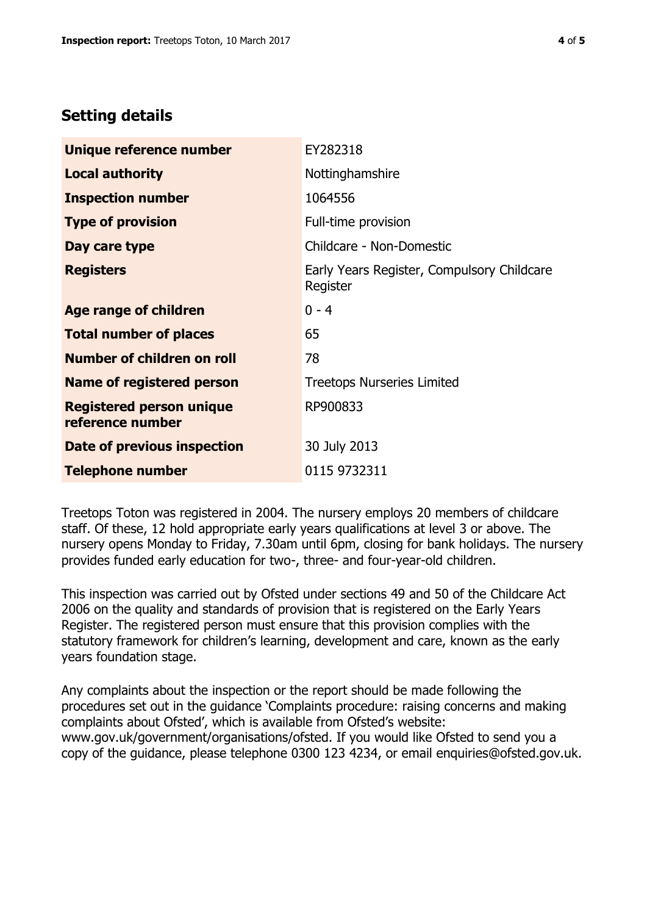## Setting details

| **Unique reference number** | EY282318 |
|---|---|
| **Local authority** | Nottinghamshire |
| **Inspection number** | 1064556 |
| **Type of provision** | Full-time provision |
| **Day care type** | Childcare - Non-Domestic |
| **Registers** | Early Years Register, Compulsory Childcare Register |
| **Age range of children** | 0 - 4 |
| **Total number of places** | 65 |
| **Number of children on roll** | 78 |
| **Name of registered person** | Treetops Nurseries Limited |
| **Registered person unique reference number** | RP900833 |
| **Date of previous inspection** | 30 July 2013 |
| **Telephone number** | 0115 9732311 |

Treetops Toton was registered in 2004. The nursery employs 20 members of childcare staff. Of these, 12 hold appropriate early years qualifications at level 3 or above. The nursery opens Monday to Friday, 7.30am until 6pm, closing for bank holidays. The nursery provides funded early education for two-, three- and four-year-old children.

This inspection was carried out by Ofsted under sections 49 and 50 of the Childcare Act 2006 on the quality and standards of provision that is registered on the Early Years Register. The registered person must ensure that this provision complies with the statutory framework for children's learning, development and care, known as the early years foundation stage.

Any complaints about the inspection or the report should be made following the procedures set out in the guidance 'Complaints procedure: raising concerns and making complaints about Ofsted', which is available from Ofsted's website: www.gov.uk/government/organisations/ofsted. If you would like Ofsted to send you a copy of the guidance, please telephone 0300 123 4234, or email enquiries@ofsted.gov.uk.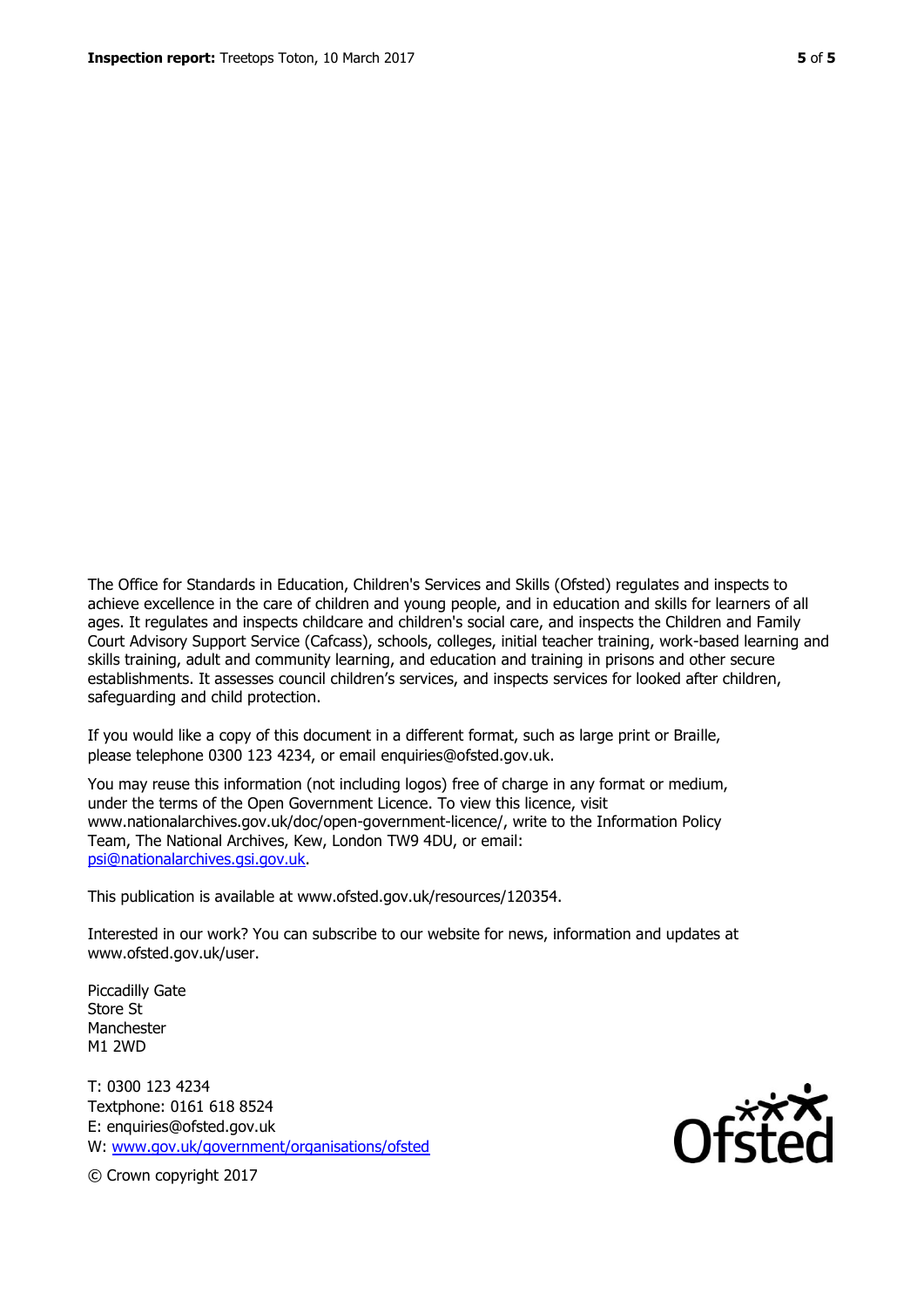The Office for Standards in Education, Children's Services and Skills (Ofsted) regulates and inspects to achieve excellence in the care of children and young people, and in education and skills for learners of all ages. It regulates and inspects childcare and children's social care, and inspects the Children and Family Court Advisory Support Service (Cafcass), schools, colleges, initial teacher training, work-based learning and skills training, adult and community learning, and education and training in prisons and other secure establishments. It assesses council children's services, and inspects services for looked after children, safeguarding and child protection.

If you would like a copy of this document in a different format, such as large print or Braille, please telephone 0300 123 4234, or email enquiries@ofsted.gov.uk.

You may reuse this information (not including logos) free of charge in any format or medium, under the terms of the Open Government Licence. To view this licence, visit www.nationalarchives.gov.uk/doc/open-government-licence/, write to the Information Policy Team, The National Archives, Kew, London TW9 4DU, or email: psi@nationalarchives.gsi.gov.uk.

This publication is available at www.ofsted.gov.uk/resources/120354.

Interested in our work? You can subscribe to our website for news, information and updates at www.ofsted.gov.uk/user.

Piccadilly Gate
Store St
Manchester
M1 2WD

T: 0300 123 4234
Textphone: 0161 618 8524
E: enquiries@ofsted.gov.uk
W: www.gov.uk/government/organisations/ofsted

© Crown copyright 2017

Ofsted